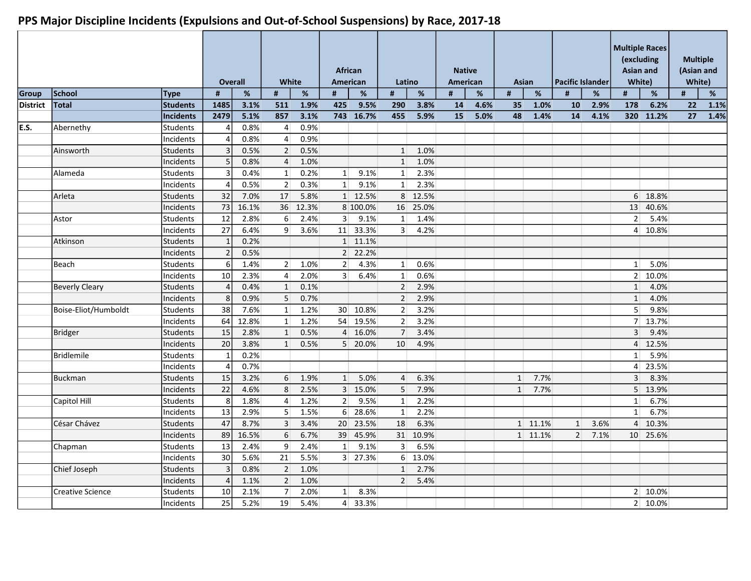# PPS Major Discipline Incidents (Expulsions and Out-of-School Suspensions) by Race, 2017-18

| Group | School | Type | Overall | | White | | African American | | Latino | | Native American | | Asian | | Pacific Islander | | Multiple Races (excluding Asian and White) | | Multiple (Asian and White) | |
|---|---|---|---|---|---|---|---|---|---|---|---|---|---|---|---|---|---|---|---|---|
| | | | # | % | # | % | # | % | # | % | # | % | # | % | # | % | # | % | # | % |
| **District** | **Total** | **Students** | **1485** | **3.1%** | **511** | **1.9%** | **425** | **9.5%** | **290** | **3.8%** | **14** | **4.6%** | **35** | **1.0%** | **10** | **2.9%** | **178** | **6.2%** | **22** | **1.1%** |
| | | **Incidents** | **2479** | **5.1%** | **857** | **3.1%** | **743** | **16.7%** | **455** | **5.9%** | **15** | **5.0%** | **48** | **1.4%** | **14** | **4.1%** | **320** | **11.2%** | **27** | **1.4%** |
| E.S. | Abernethy | Students | 4 | 0.8% | 4 | 0.9% | | | | | | | | | | | | | | |
| | | Incidents | 4 | 0.8% | 4 | 0.9% | | | | | | | | | | | | | | |
| | Ainsworth | Students | 3 | 0.5% | 2 | 0.5% | | | 1 | 1.0% | | | | | | | | | | |
| | | Incidents | 5 | 0.8% | 4 | 1.0% | | | 1 | 1.0% | | | | | | | | | | |
| | Alameda | Students | 3 | 0.4% | 1 | 0.2% | 1 | 9.1% | 1 | 2.3% | | | | | | | | | | |
| | | Incidents | 4 | 0.5% | 2 | 0.3% | 1 | 9.1% | 1 | 2.3% | | | | | | | | | | |
| | Arleta | Students | 32 | 7.0% | 17 | 5.8% | 1 | 12.5% | 8 | 12.5% | | | | | | | 6 | 18.8% | | |
| | | Incidents | 73 | 16.1% | 36 | 12.3% | 8 | 100.0% | 16 | 25.0% | | | | | | | 13 | 40.6% | | |
| | Astor | Students | 12 | 2.8% | 6 | 2.4% | 3 | 9.1% | 1 | 1.4% | | | | | | | 2 | 5.4% | | |
| | | Incidents | 27 | 6.4% | 9 | 3.6% | 11 | 33.3% | 3 | 4.2% | | | | | | | 4 | 10.8% | | |
| | Atkinson | Students | 1 | 0.2% | | | 1 | 11.1% | | | | | | | | | | | | |
| | | Incidents | 2 | 0.5% | | | 2 | 22.2% | | | | | | | | | | | | |
| | Beach | Students | 6 | 1.4% | 2 | 1.0% | 2 | 4.3% | 1 | 0.6% | | | | | | | 1 | 5.0% | | |
| | | Incidents | 10 | 2.3% | 4 | 2.0% | 3 | 6.4% | 1 | 0.6% | | | | | | | 2 | 10.0% | | |
| | Beverly Cleary | Students | 4 | 0.4% | 1 | 0.1% | | | 2 | 2.9% | | | | | | | 1 | 4.0% | | |
| | | Incidents | 8 | 0.9% | 5 | 0.7% | | | 2 | 2.9% | | | | | | | 1 | 4.0% | | |
| | Boise-Eliot/Humboldt | Students | 38 | 7.6% | 1 | 1.2% | 30 | 10.8% | 2 | 3.2% | | | | | | | 5 | 9.8% | | |
| | | Incidents | 64 | 12.8% | 1 | 1.2% | 54 | 19.5% | 2 | 3.2% | | | | | | | 7 | 13.7% | | |
| | Bridger | Students | 15 | 2.8% | 1 | 0.5% | 4 | 16.0% | 7 | 3.4% | | | | | | | 3 | 9.4% | | |
| | | Incidents | 20 | 3.8% | 1 | 0.5% | 5 | 20.0% | 10 | 4.9% | | | | | | | 4 | 12.5% | | |
| | Bridlemile | Students | 1 | 0.2% | | | | | | | | | | | | | 1 | 5.9% | | |
| | | Incidents | 4 | 0.7% | | | | | | | | | | | | | 4 | 23.5% | | |
| | Buckman | Students | 15 | 3.2% | 6 | 1.9% | 1 | 5.0% | 4 | 6.3% | | | 1 | 7.7% | | | 3 | 8.3% | | |
| | | Incidents | 22 | 4.6% | 8 | 2.5% | 3 | 15.0% | 5 | 7.9% | | | 1 | 7.7% | | | 5 | 13.9% | | |
| | Capitol Hill | Students | 8 | 1.8% | 4 | 1.2% | 2 | 9.5% | 1 | 2.2% | | | | | | | 1 | 6.7% | | |
| | | Incidents | 13 | 2.9% | 5 | 1.5% | 6 | 28.6% | 1 | 2.2% | | | | | | | 1 | 6.7% | | |
| | César Chávez | Students | 47 | 8.7% | 3 | 3.4% | 20 | 23.5% | 18 | 6.3% | | | 1 | 11.1% | 1 | 3.6% | 4 | 10.3% | | |
| | | Incidents | 89 | 16.5% | 6 | 6.7% | 39 | 45.9% | 31 | 10.9% | | | 1 | 11.1% | 2 | 7.1% | 10 | 25.6% | | |
| | Chapman | Students | 13 | 2.4% | 9 | 2.4% | 1 | 9.1% | 3 | 6.5% | | | | | | | | | | |
| | | Incidents | 30 | 5.6% | 21 | 5.5% | 3 | 27.3% | 6 | 13.0% | | | | | | | | | | |
| | Chief Joseph | Students | 3 | 0.8% | 2 | 1.0% | | | 1 | 2.7% | | | | | | | | | | |
| | | Incidents | 4 | 1.1% | 2 | 1.0% | | | 2 | 5.4% | | | | | | | | | | |
| | Creative Science | Students | 10 | 2.1% | 7 | 2.0% | 1 | 8.3% | | | | | | | | | 2 | 10.0% | | |
| | | Incidents | 25 | 5.2% | 19 | 5.4% | 4 | 33.3% | | | | | | | | | 2 | 10.0% | | |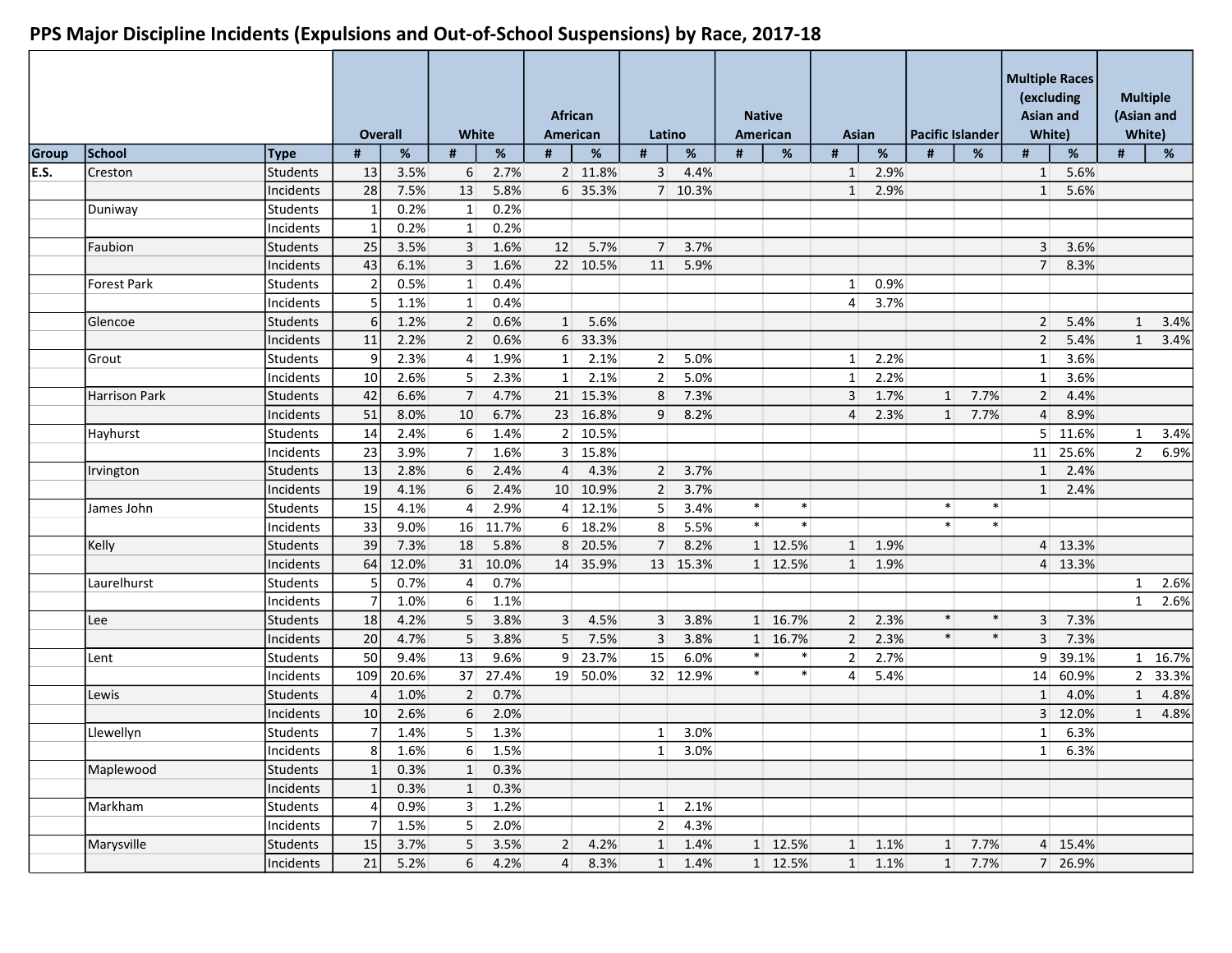# PPS Major Discipline Incidents (Expulsions and Out-of-School Suspensions) by Race, 2017-18

| | | | Overall | | White | | African American | | Latino | | Native American | | Asian | | Pacific Islander | | Multiple Races (excluding Asian and White) | | Multiple (Asian and White) | |
|---|---|---|---|---|---|---|---|---|---|---|---|---|---|---|---|---|---|---|---|---|
| Group | School | Type | # | % | # | % | # | % | # | % | # | % | # | % | # | % | # | % | # | % |
| E.S. | Creston | Students | 13 | 3.5% | 6 | 2.7% | 2 | 11.8% | 3 | 4.4% | | | 1 | 2.9% | | | 1 | 5.6% | | |
| | | Incidents | 28 | 7.5% | 13 | 5.8% | 6 | 35.3% | 7 | 10.3% | | | 1 | 2.9% | | | 1 | 5.6% | | |
| | Duniway | Students | 1 | 0.2% | 1 | 0.2% | | | | | | | | | | | | | | |
| | | Incidents | 1 | 0.2% | 1 | 0.2% | | | | | | | | | | | | | | |
| | Faubion | Students | 25 | 3.5% | 3 | 1.6% | 12 | 5.7% | 7 | 3.7% | | | | | | | 3 | 3.6% | | |
| | | Incidents | 43 | 6.1% | 3 | 1.6% | 22 | 10.5% | 11 | 5.9% | | | | | | | 7 | 8.3% | | |
| | Forest Park | Students | 2 | 0.5% | 1 | 0.4% | | | | | | | 1 | 0.9% | | | | | | |
| | | Incidents | 5 | 1.1% | 1 | 0.4% | | | | | | | 4 | 3.7% | | | | | | |
| | Glencoe | Students | 6 | 1.2% | 2 | 0.6% | 1 | 5.6% | | | | | | | | | 2 | 5.4% | 1 | 3.4% |
| | | Incidents | 11 | 2.2% | 2 | 0.6% | 6 | 33.3% | | | | | | | | | 2 | 5.4% | 1 | 3.4% |
| | Grout | Students | 9 | 2.3% | 4 | 1.9% | 1 | 2.1% | 2 | 5.0% | | | 1 | 2.2% | | | 1 | 3.6% | | |
| | | Incidents | 10 | 2.6% | 5 | 2.3% | 1 | 2.1% | 2 | 5.0% | | | 1 | 2.2% | | | 1 | 3.6% | | |
| | Harrison Park | Students | 42 | 6.6% | 7 | 4.7% | 21 | 15.3% | 8 | 7.3% | | | 3 | 1.7% | 1 | 7.7% | 2 | 4.4% | | |
| | | Incidents | 51 | 8.0% | 10 | 6.7% | 23 | 16.8% | 9 | 8.2% | | | 4 | 2.3% | 1 | 7.7% | 4 | 8.9% | | |
| | Hayhurst | Students | 14 | 2.4% | 6 | 1.4% | 2 | 10.5% | | | | | | | | | 5 | 11.6% | 1 | 3.4% |
| | | Incidents | 23 | 3.9% | 7 | 1.6% | 3 | 15.8% | | | | | | | | | 11 | 25.6% | 2 | 6.9% |
| | Irvington | Students | 13 | 2.8% | 6 | 2.4% | 4 | 4.3% | 2 | 3.7% | | | | | | | 1 | 2.4% | | |
| | | Incidents | 19 | 4.1% | 6 | 2.4% | 10 | 10.9% | 2 | 3.7% | | | | | | | 1 | 2.4% | | |
| | James John | Students | 15 | 4.1% | 4 | 2.9% | 4 | 12.1% | 5 | 3.4% | * | * | | | * | * | | | | |
| | | Incidents | 33 | 9.0% | 16 | 11.7% | 6 | 18.2% | 8 | 5.5% | * | * | | | * | * | | | | |
| | Kelly | Students | 39 | 7.3% | 18 | 5.8% | 8 | 20.5% | 7 | 8.2% | 1 | 12.5% | 1 | 1.9% | | | 4 | 13.3% | | |
| | | Incidents | 64 | 12.0% | 31 | 10.0% | 14 | 35.9% | 13 | 15.3% | 1 | 12.5% | 1 | 1.9% | | | 4 | 13.3% | | |
| | Laurelhurst | Students | 5 | 0.7% | 4 | 0.7% | | | | | | | | | | | | | 1 | 2.6% |
| | | Incidents | 7 | 1.0% | 6 | 1.1% | | | | | | | | | | | | | 1 | 2.6% |
| | Lee | Students | 18 | 4.2% | 5 | 3.8% | 3 | 4.5% | 3 | 3.8% | 1 | 16.7% | 2 | 2.3% | * | * | 3 | 7.3% | | |
| | | Incidents | 20 | 4.7% | 5 | 3.8% | 5 | 7.5% | 3 | 3.8% | 1 | 16.7% | 2 | 2.3% | * | * | 3 | 7.3% | | |
| | Lent | Students | 50 | 9.4% | 13 | 9.6% | 9 | 23.7% | 15 | 6.0% | * | * | 2 | 2.7% | | | 9 | 39.1% | 1 | 16.7% |
| | | Incidents | 109 | 20.6% | 37 | 27.4% | 19 | 50.0% | 32 | 12.9% | * | * | 4 | 5.4% | | | 14 | 60.9% | 2 | 33.3% |
| | Lewis | Students | 4 | 1.0% | 2 | 0.7% | | | | | | | | | | | 1 | 4.0% | 1 | 4.8% |
| | | Incidents | 10 | 2.6% | 6 | 2.0% | | | | | | | | | | | 3 | 12.0% | 1 | 4.8% |
| | Llewellyn | Students | 7 | 1.4% | 5 | 1.3% | | | 1 | 3.0% | | | | | | | 1 | 6.3% | | |
| | | Incidents | 8 | 1.6% | 6 | 1.5% | | | 1 | 3.0% | | | | | | | 1 | 6.3% | | |
| | Maplewood | Students | 1 | 0.3% | 1 | 0.3% | | | | | | | | | | | | | | |
| | | Incidents | 1 | 0.3% | 1 | 0.3% | | | | | | | | | | | | | | |
| | Markham | Students | 4 | 0.9% | 3 | 1.2% | | | 1 | 2.1% | | | | | | | | | | |
| | | Incidents | 7 | 1.5% | 5 | 2.0% | | | 2 | 4.3% | | | | | | | | | | |
| | Marysville | Students | 15 | 3.7% | 5 | 3.5% | 2 | 4.2% | 1 | 1.4% | 1 | 12.5% | 1 | 1.1% | 1 | 7.7% | 4 | 15.4% | | |
| | | Incidents | 21 | 5.2% | 6 | 4.2% | 4 | 8.3% | 1 | 1.4% | 1 | 12.5% | 1 | 1.1% | 1 | 7.7% | 7 | 26.9% | | |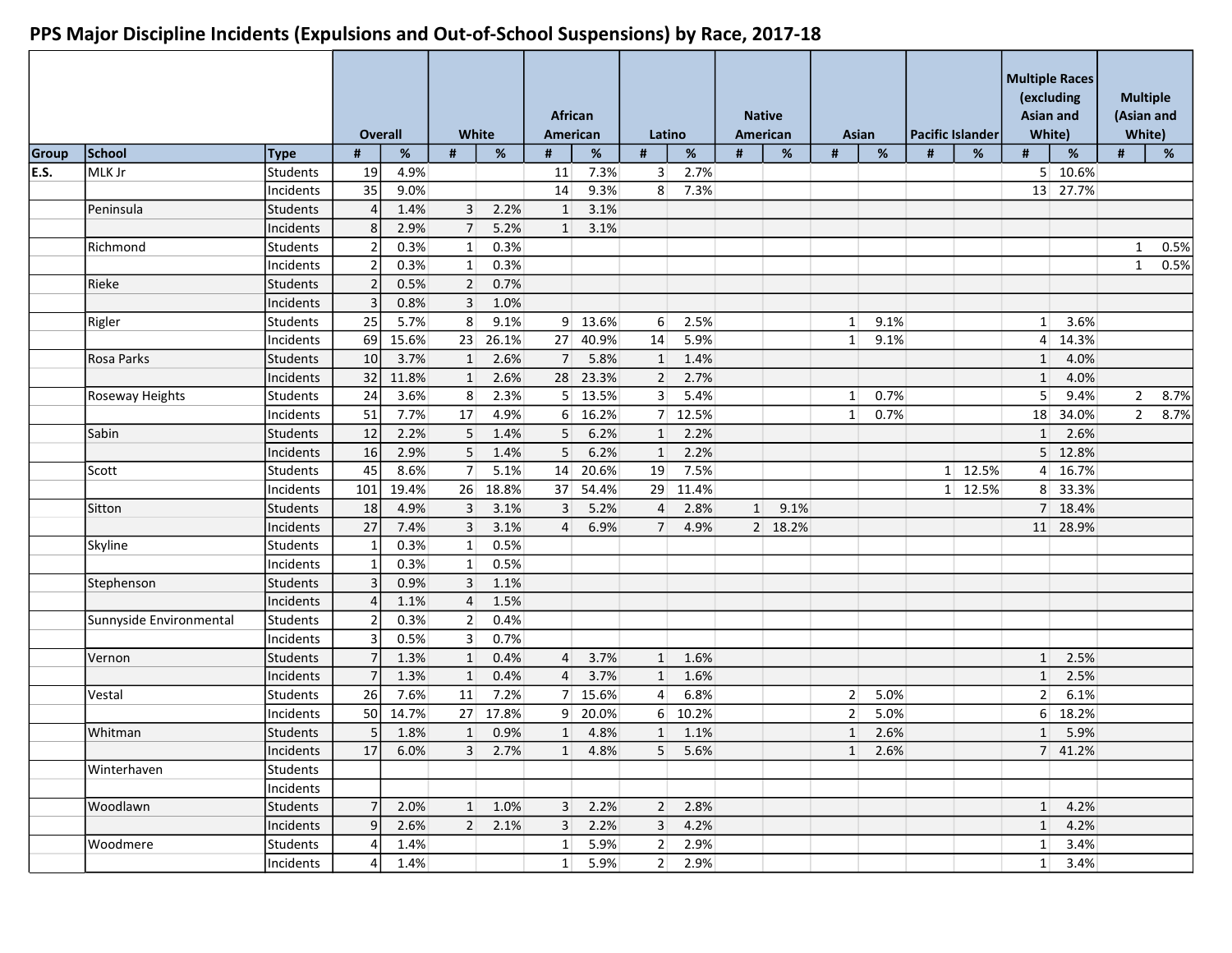## PPS Major Discipline Incidents (Expulsions and Out-of-School Suspensions) by Race, 2017-18

| | | | Overall | | White | | African American | | Latino | | Native American | | Asian | | Pacific Islander | | Multiple Races (excluding Asian and White) | | Multiple (Asian and White) | |
|---|---|---|---|---|---|---|---|---|---|---|---|---|---|---|---|---|---|---|---|---|
| **Group** | **School** | **Type** | **#** | **%** | **#** | **%** | **#** | **%** | **#** | **%** | **#** | **%** | **#** | **%** | **#** | **%** | **#** | **%** | **#** | **%** |
| **E.S.** | MLK Jr | Students | 19 | 4.9% | | | 11 | 7.3% | 3 | 2.7% | | | | | | | 5 | 10.6% | | |
| | | Incidents | 35 | 9.0% | | | 14 | 9.3% | 8 | 7.3% | | | | | | | 13 | 27.7% | | |
| | Peninsula | Students | 4 | 1.4% | 3 | 2.2% | 1 | 3.1% | | | | | | | | | | | | |
| | | Incidents | 8 | 2.9% | 7 | 5.2% | 1 | 3.1% | | | | | | | | | | | | |
| | Richmond | Students | 2 | 0.3% | 1 | 0.3% | | | | | | | | | | | | | 1 | 0.5% |
| | | Incidents | 2 | 0.3% | 1 | 0.3% | | | | | | | | | | | | | 1 | 0.5% |
| | Rieke | Students | 2 | 0.5% | 2 | 0.7% | | | | | | | | | | | | | | |
| | | Incidents | 3 | 0.8% | 3 | 1.0% | | | | | | | | | | | | | | |
| | Rigler | Students | 25 | 5.7% | 8 | 9.1% | 9 | 13.6% | 6 | 2.5% | | | 1 | 9.1% | | | 1 | 3.6% | | |
| | | Incidents | 69 | 15.6% | 23 | 26.1% | 27 | 40.9% | 14 | 5.9% | | | 1 | 9.1% | | | 4 | 14.3% | | |
| | Rosa Parks | Students | 10 | 3.7% | 1 | 2.6% | 7 | 5.8% | 1 | 1.4% | | | | | | | 1 | 4.0% | | |
| | | Incidents | 32 | 11.8% | 1 | 2.6% | 28 | 23.3% | 2 | 2.7% | | | | | | | 1 | 4.0% | | |
| | Roseway Heights | Students | 24 | 3.6% | 8 | 2.3% | 5 | 13.5% | 3 | 5.4% | | | 1 | 0.7% | | | 5 | 9.4% | 2 | 8.7% |
| | | Incidents | 51 | 7.7% | 17 | 4.9% | 6 | 16.2% | 7 | 12.5% | | | 1 | 0.7% | | | 18 | 34.0% | 2 | 8.7% |
| | Sabin | Students | 12 | 2.2% | 5 | 1.4% | 5 | 6.2% | 1 | 2.2% | | | | | | | 1 | 2.6% | | |
| | | Incidents | 16 | 2.9% | 5 | 1.4% | 5 | 6.2% | 1 | 2.2% | | | | | | | 5 | 12.8% | | |
| | Scott | Students | 45 | 8.6% | 7 | 5.1% | 14 | 20.6% | 19 | 7.5% | | | | | 1 | 12.5% | 4 | 16.7% | | |
| | | Incidents | 101 | 19.4% | 26 | 18.8% | 37 | 54.4% | 29 | 11.4% | | | | | 1 | 12.5% | 8 | 33.3% | | |
| | Sitton | Students | 18 | 4.9% | 3 | 3.1% | 3 | 5.2% | 4 | 2.8% | 1 | 9.1% | | | | | 7 | 18.4% | | |
| | | Incidents | 27 | 7.4% | 3 | 3.1% | 4 | 6.9% | 7 | 4.9% | 2 | 18.2% | | | | | 11 | 28.9% | | |
| | Skyline | Students | 1 | 0.3% | 1 | 0.5% | | | | | | | | | | | | | | |
| | | Incidents | 1 | 0.3% | 1 | 0.5% | | | | | | | | | | | | | | |
| | Stephenson | Students | 3 | 0.9% | 3 | 1.1% | | | | | | | | | | | | | | |
| | | Incidents | 4 | 1.1% | 4 | 1.5% | | | | | | | | | | | | | | |
| | Sunnyside Environmental | Students | 2 | 0.3% | 2 | 0.4% | | | | | | | | | | | | | | |
| | | Incidents | 3 | 0.5% | 3 | 0.7% | | | | | | | | | | | | | | |
| | Vernon | Students | 7 | 1.3% | 1 | 0.4% | 4 | 3.7% | 1 | 1.6% | | | | | | | 1 | 2.5% | | |
| | | Incidents | 7 | 1.3% | 1 | 0.4% | 4 | 3.7% | 1 | 1.6% | | | | | | | 1 | 2.5% | | |
| | Vestal | Students | 26 | 7.6% | 11 | 7.2% | 7 | 15.6% | 4 | 6.8% | | | 2 | 5.0% | | | 2 | 6.1% | | |
| | | Incidents | 50 | 14.7% | 27 | 17.8% | 9 | 20.0% | 6 | 10.2% | | | 2 | 5.0% | | | 6 | 18.2% | | |
| | Whitman | Students | 5 | 1.8% | 1 | 0.9% | 1 | 4.8% | 1 | 1.1% | | | 1 | 2.6% | | | 1 | 5.9% | | |
| | | Incidents | 17 | 6.0% | 3 | 2.7% | 1 | 4.8% | 5 | 5.6% | | | 1 | 2.6% | | | 7 | 41.2% | | |
| | Winterhaven | Students | | | | | | | | | | | | | | | | | | |
| | | Incidents | | | | | | | | | | | | | | | | | | |
| | Woodlawn | Students | 7 | 2.0% | 1 | 1.0% | 3 | 2.2% | 2 | 2.8% | | | | | | | 1 | 4.2% | | |
| | | Incidents | 9 | 2.6% | 2 | 2.1% | 3 | 2.2% | 3 | 4.2% | | | | | | | 1 | 4.2% | | |
| | Woodmere | Students | 4 | 1.4% | | | 1 | 5.9% | 2 | 2.9% | | | | | | | 1 | 3.4% | | |
| | | Incidents | 4 | 1.4% | | | 1 | 5.9% | 2 | 2.9% | | | | | | | 1 | 3.4% | | |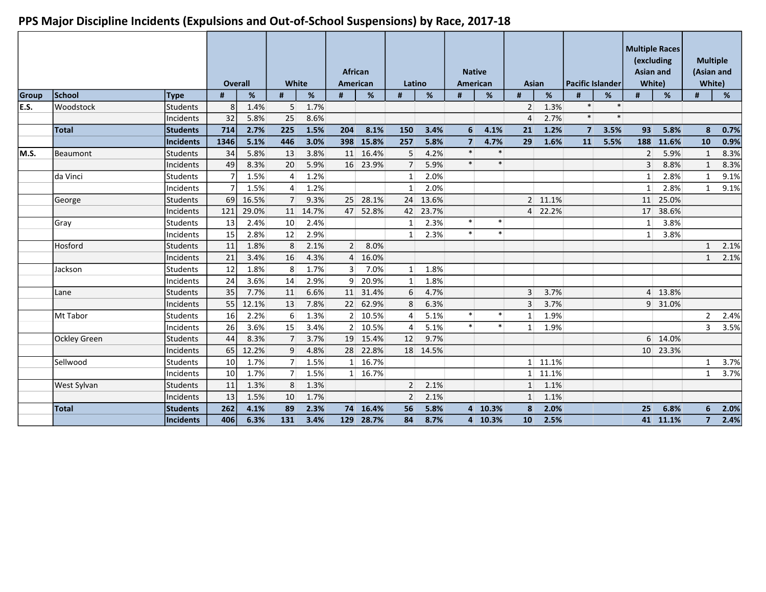# PPS Major Discipline Incidents (Expulsions and Out-of-School Suspensions) by Race, 2017-18

| | | | Overall | | White | | African American | | Latino | | Native American | | Asian | | Pacific Islander | | Multiple Races (excluding Asian and White) | | Multiple (Asian and White) | |
|---|---|---|---|---|---|---|---|---|---|---|---|---|---|---|---|---|---|---|---|---|
| Group | School | Type | # | % | # | % | # | % | # | % | # | % | # | % | # | % | # | % | # | % |
| E.S. | Woodstock | Students | 8 | 1.4% | 5 | 1.7% | | | | | | | 2 | 1.3% | * | * | | | | |
| | | Incidents | 32 | 5.8% | 25 | 8.6% | | | | | | | 4 | 2.7% | * | * | | | | |
| | **Total** | **Students** | **714** | **2.7%** | **225** | **1.5%** | **204** | **8.1%** | **150** | **3.4%** | **6** | **4.1%** | **21** | **1.2%** | **7** | **3.5%** | **93** | **5.8%** | **8** | **0.7%** |
| | | **Incidents** | **1346** | **5.1%** | **446** | **3.0%** | **398** | **15.8%** | **257** | **5.8%** | **7** | **4.7%** | **29** | **1.6%** | **11** | **5.5%** | **188** | **11.6%** | **10** | **0.9%** |
| M.S. | Beaumont | Students | 34 | 5.8% | 13 | 3.8% | 11 | 16.4% | 5 | 4.2% | * | * | | | | | 2 | 5.9% | 1 | 8.3% |
| | | Incidents | 49 | 8.3% | 20 | 5.9% | 16 | 23.9% | 7 | 5.9% | * | * | | | | | 3 | 8.8% | 1 | 8.3% |
| | da Vinci | Students | 7 | 1.5% | 4 | 1.2% | | | 1 | 2.0% | | | | | | | 1 | 2.8% | 1 | 9.1% |
| | | Incidents | 7 | 1.5% | 4 | 1.2% | | | 1 | 2.0% | | | | | | | 1 | 2.8% | 1 | 9.1% |
| | George | Students | 69 | 16.5% | 7 | 9.3% | 25 | 28.1% | 24 | 13.6% | | | 2 | 11.1% | | | 11 | 25.0% | | |
| | | Incidents | 121 | 29.0% | 11 | 14.7% | 47 | 52.8% | 42 | 23.7% | | | 4 | 22.2% | | | 17 | 38.6% | | |
| | Gray | Students | 13 | 2.4% | 10 | 2.4% | | | 1 | 2.3% | * | * | | | | | 1 | 3.8% | | |
| | | Incidents | 15 | 2.8% | 12 | 2.9% | | | 1 | 2.3% | * | * | | | | | 1 | 3.8% | | |
| | Hosford | Students | 11 | 1.8% | 8 | 2.1% | 2 | 8.0% | | | | | | | | | | | 1 | 2.1% |
| | | Incidents | 21 | 3.4% | 16 | 4.3% | 4 | 16.0% | | | | | | | | | | | 1 | 2.1% |
| | Jackson | Students | 12 | 1.8% | 8 | 1.7% | 3 | 7.0% | 1 | 1.8% | | | | | | | | | | |
| | | Incidents | 24 | 3.6% | 14 | 2.9% | 9 | 20.9% | 1 | 1.8% | | | | | | | | | | |
| | Lane | Students | 35 | 7.7% | 11 | 6.6% | 11 | 31.4% | 6 | 4.7% | | | 3 | 3.7% | | | 4 | 13.8% | | |
| | | Incidents | 55 | 12.1% | 13 | 7.8% | 22 | 62.9% | 8 | 6.3% | | | 3 | 3.7% | | | 9 | 31.0% | | |
| | Mt Tabor | Students | 16 | 2.2% | 6 | 1.3% | 2 | 10.5% | 4 | 5.1% | * | * | 1 | 1.9% | | | | | 2 | 2.4% |
| | | Incidents | 26 | 3.6% | 15 | 3.4% | 2 | 10.5% | 4 | 5.1% | * | * | 1 | 1.9% | | | | | 3 | 3.5% |
| | Ockley Green | Students | 44 | 8.3% | 7 | 3.7% | 19 | 15.4% | 12 | 9.7% | | | | | | | 6 | 14.0% | | |
| | | Incidents | 65 | 12.2% | 9 | 4.8% | 28 | 22.8% | 18 | 14.5% | | | | | | | 10 | 23.3% | | |
| | Sellwood | Students | 10 | 1.7% | 7 | 1.5% | 1 | 16.7% | | | | | 1 | 11.1% | | | | | 1 | 3.7% |
| | | Incidents | 10 | 1.7% | 7 | 1.5% | 1 | 16.7% | | | | | 1 | 11.1% | | | | | 1 | 3.7% |
| | West Sylvan | Students | 11 | 1.3% | 8 | 1.3% | | | 2 | 2.1% | | | 1 | 1.1% | | | | | | |
| | | Incidents | 13 | 1.5% | 10 | 1.7% | | | 2 | 2.1% | | | 1 | 1.1% | | | | | | |
| | **Total** | **Students** | **262** | **4.1%** | **89** | **2.3%** | **74** | **16.4%** | **56** | **5.8%** | **4** | **10.3%** | **8** | **2.0%** | | | **25** | **6.8%** | **6** | **2.0%** |
| | | **Incidents** | **406** | **6.3%** | **131** | **3.4%** | **129** | **28.7%** | **84** | **8.7%** | **4** | **10.3%** | **10** | **2.5%** | | | **41** | **11.1%** | **7** | **2.4%** |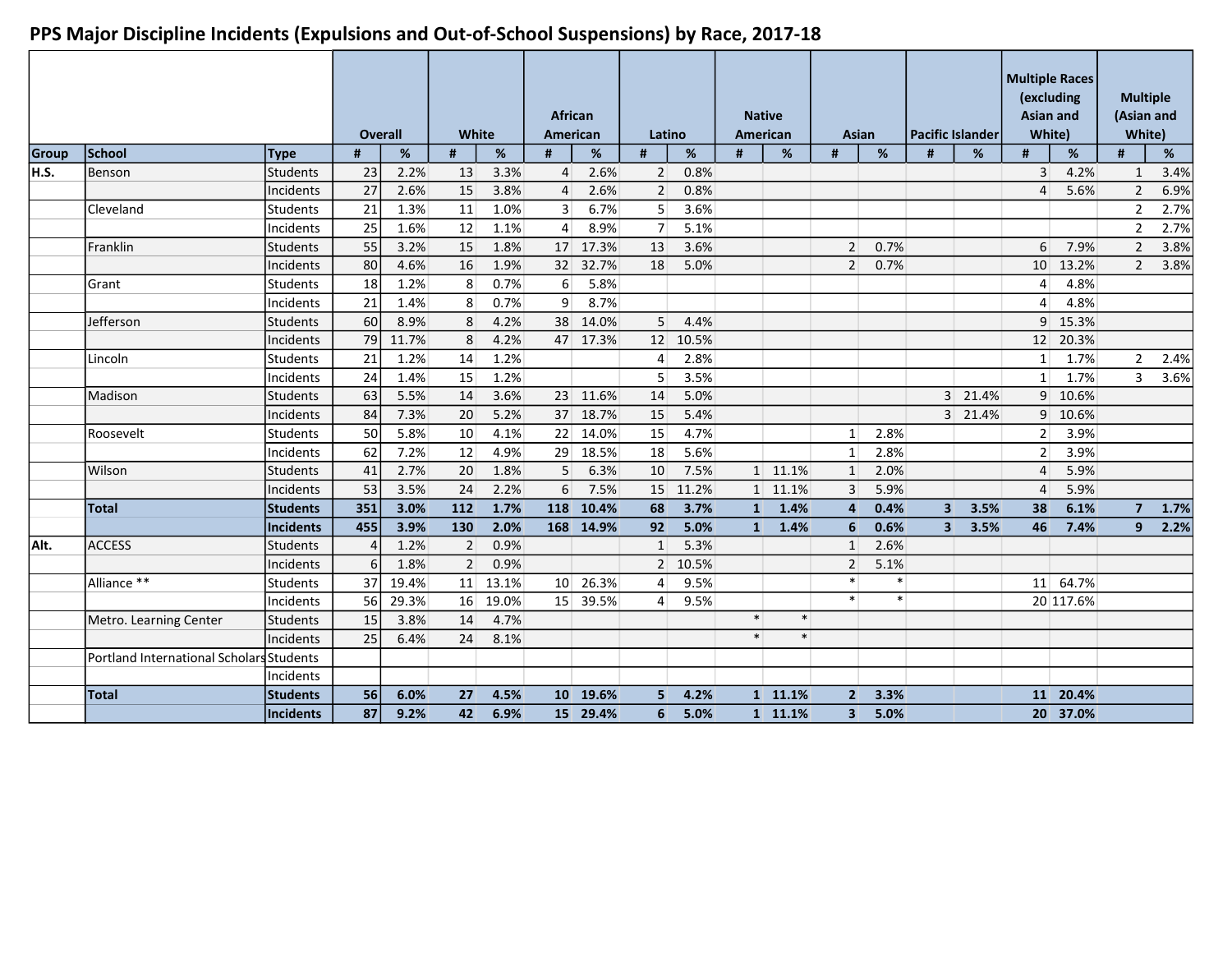# PPS Major Discipline Incidents (Expulsions and Out-of-School Suspensions) by Race, 2017-18

| | | | Overall | | White | | African American | | Latino | | Native American | | Asian | | Pacific Islander | | Multiple Races (excluding Asian and White) | | Multiple (Asian and White) | |
|---|---|---|---|---|---|---|---|---|---|---|---|---|---|---|---|---|---|---|---|---|
| **Group** | **School** | **Type** | **#** | **%** | **#** | **%** | **#** | **%** | **#** | **%** | **#** | **%** | **#** | **%** | **#** | **%** | **#** | **%** | **#** | **%** |
| H.S. | Benson | Students | 23 | 2.2% | 13 | 3.3% | 4 | 2.6% | 2 | 0.8% | | | | | | | 3 | 4.2% | 1 | 3.4% |
| | | Incidents | 27 | 2.6% | 15 | 3.8% | 4 | 2.6% | 2 | 0.8% | | | | | | | 4 | 5.6% | 2 | 6.9% |
| | Cleveland | Students | 21 | 1.3% | 11 | 1.0% | 3 | 6.7% | 5 | 3.6% | | | | | | | | | 2 | 2.7% |
| | | Incidents | 25 | 1.6% | 12 | 1.1% | 4 | 8.9% | 7 | 5.1% | | | | | | | | | 2 | 2.7% |
| | Franklin | Students | 55 | 3.2% | 15 | 1.8% | 17 | 17.3% | 13 | 3.6% | | | 2 | 0.7% | | | 6 | 7.9% | 2 | 3.8% |
| | | Incidents | 80 | 4.6% | 16 | 1.9% | 32 | 32.7% | 18 | 5.0% | | | 2 | 0.7% | | | 10 | 13.2% | 2 | 3.8% |
| | Grant | Students | 18 | 1.2% | 8 | 0.7% | 6 | 5.8% | | | | | | | | | 4 | 4.8% | | |
| | | Incidents | 21 | 1.4% | 8 | 0.7% | 9 | 8.7% | | | | | | | | | 4 | 4.8% | | |
| | Jefferson | Students | 60 | 8.9% | 8 | 4.2% | 38 | 14.0% | 5 | 4.4% | | | | | | | 9 | 15.3% | | |
| | | Incidents | 79 | 11.7% | 8 | 4.2% | 47 | 17.3% | 12 | 10.5% | | | | | | | 12 | 20.3% | | |
| | Lincoln | Students | 21 | 1.2% | 14 | 1.2% | | | 4 | 2.8% | | | | | | | 1 | 1.7% | 2 | 2.4% |
| | | Incidents | 24 | 1.4% | 15 | 1.2% | | | 5 | 3.5% | | | | | | | 1 | 1.7% | 3 | 3.6% |
| | Madison | Students | 63 | 5.5% | 14 | 3.6% | 23 | 11.6% | 14 | 5.0% | | | | | 3 | 21.4% | 9 | 10.6% | | |
| | | Incidents | 84 | 7.3% | 20 | 5.2% | 37 | 18.7% | 15 | 5.4% | | | | | 3 | 21.4% | 9 | 10.6% | | |
| | Roosevelt | Students | 50 | 5.8% | 10 | 4.1% | 22 | 14.0% | 15 | 4.7% | | | 1 | 2.8% | | | 2 | 3.9% | | |
| | | Incidents | 62 | 7.2% | 12 | 4.9% | 29 | 18.5% | 18 | 5.6% | | | 1 | 2.8% | | | 2 | 3.9% | | |
| | Wilson | Students | 41 | 2.7% | 20 | 1.8% | 5 | 6.3% | 10 | 7.5% | 1 | 11.1% | 1 | 2.0% | | | 4 | 5.9% | | |
| | | Incidents | 53 | 3.5% | 24 | 2.2% | 6 | 7.5% | 15 | 11.2% | 1 | 11.1% | 3 | 5.9% | | | 4 | 5.9% | | |
| | **Total** | **Students** | **351** | **3.0%** | **112** | **1.7%** | **118** | **10.4%** | **68** | **3.7%** | **1** | **1.4%** | **4** | **0.4%** | **3** | **3.5%** | **38** | **6.1%** | **7** | **1.7%** |
| | | **Incidents** | **455** | **3.9%** | **130** | **2.0%** | **168** | **14.9%** | **92** | **5.0%** | **1** | **1.4%** | **6** | **0.6%** | **3** | **3.5%** | **46** | **7.4%** | **9** | **2.2%** |
| Alt. | ACCESS | Students | 4 | 1.2% | 2 | 0.9% | | | 1 | 5.3% | | | 1 | 2.6% | | | | | | |
| | | Incidents | 6 | 1.8% | 2 | 0.9% | | | 2 | 10.5% | | | 2 | 5.1% | | | | | | |
| | Alliance ** | Students | 37 | 19.4% | 11 | 13.1% | 10 | 26.3% | 4 | 9.5% | | | * | * | | | 11 | 64.7% | | |
| | | Incidents | 56 | 29.3% | 16 | 19.0% | 15 | 39.5% | 4 | 9.5% | | | * | * | | | 20 | 117.6% | | |
| | Metro. Learning Center | Students | 15 | 3.8% | 14 | 4.7% | | | | | * | * | | | | | | | | |
| | | Incidents | 25 | 6.4% | 24 | 8.1% | | | | | * | * | | | | | | | | |
| | Portland International Scholars | Students | | | | | | | | | | | | | | | | | | |
| | | Incidents | | | | | | | | | | | | | | | | | | |
| | **Total** | **Students** | **56** | **6.0%** | **27** | **4.5%** | **10** | **19.6%** | **5** | **4.2%** | **1** | **11.1%** | **2** | **3.3%** | | | **11** | **20.4%** | | |
| | | **Incidents** | **87** | **9.2%** | **42** | **6.9%** | **15** | **29.4%** | **6** | **5.0%** | **1** | **11.1%** | **3** | **5.0%** | | | **20** | **37.0%** | | |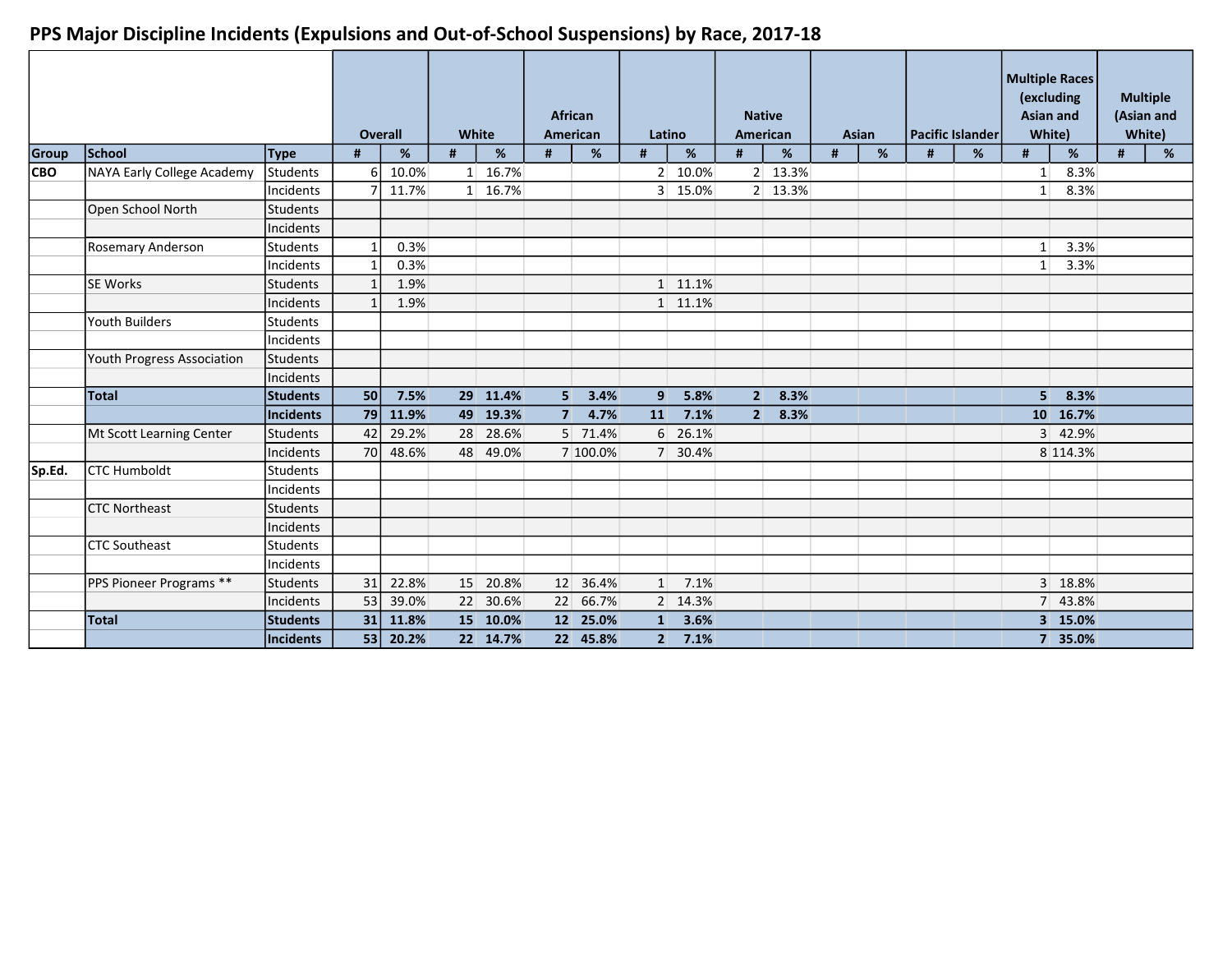## PPS Major Discipline Incidents (Expulsions and Out-of-School Suspensions) by Race, 2017-18

| | | | Overall | | White | | African American | | Latino | | Native American | | Asian | | Pacific Islander | | Multiple Races (excluding Asian and White) | | Multiple (Asian and White) | |
|---|---|---|---|---|---|---|---|---|---|---|---|---|---|---|---|---|---|---|---|---|
| **Group** | **School** | **Type** | **#** | **%** | **#** | **%** | **#** | **%** | **#** | **%** | **#** | **%** | **#** | **%** | **#** | **%** | **#** | **%** | **#** | **%** |
| **CBO** | NAYA Early College Academy | Students | 6 | 10.0% | 1 | 16.7% | | | 2 | 10.0% | 2 | 13.3% | | | | | 1 | 8.3% | | |
| | | Incidents | 7 | 11.7% | 1 | 16.7% | | | 3 | 15.0% | 2 | 13.3% | | | | | 1 | 8.3% | | |
| | Open School North | Students | | | | | | | | | | | | | | | | | | |
| | | Incidents | | | | | | | | | | | | | | | | | | |
| | Rosemary Anderson | Students | 1 | 0.3% | | | | | | | | | | | | | 1 | 3.3% | | |
| | | Incidents | 1 | 0.3% | | | | | | | | | | | | | 1 | 3.3% | | |
| | SE Works | Students | 1 | 1.9% | | | | | 1 | 11.1% | | | | | | | | | | |
| | | Incidents | 1 | 1.9% | | | | | 1 | 11.1% | | | | | | | | | | |
| | Youth Builders | Students | | | | | | | | | | | | | | | | | | |
| | | Incidents | | | | | | | | | | | | | | | | | | |
| | Youth Progress Association | Students | | | | | | | | | | | | | | | | | | |
| | | Incidents | | | | | | | | | | | | | | | | | | |
| | **Total** | **Students** | **50** | **7.5%** | **29** | **11.4%** | **5** | **3.4%** | **9** | **5.8%** | **2** | **8.3%** | | | | | **5** | **8.3%** | | |
| | | **Incidents** | **79** | **11.9%** | **49** | **19.3%** | **7** | **4.7%** | **11** | **7.1%** | **2** | **8.3%** | | | | | **10** | **16.7%** | | |
| | Mt Scott Learning Center | Students | 42 | 29.2% | 28 | 28.6% | 5 | 71.4% | 6 | 26.1% | | | | | | | 3 | 42.9% | | |
| | | Incidents | 70 | 48.6% | 48 | 49.0% | 7 | 100.0% | 7 | 30.4% | | | | | | | 8 | 114.3% | | |
| **Sp.Ed.** | CTC Humboldt | Students | | | | | | | | | | | | | | | | | | |
| | | Incidents | | | | | | | | | | | | | | | | | | |
| | CTC Northeast | Students | | | | | | | | | | | | | | | | | | |
| | | Incidents | | | | | | | | | | | | | | | | | | |
| | CTC Southeast | Students | | | | | | | | | | | | | | | | | | |
| | | Incidents | | | | | | | | | | | | | | | | | | |
| | PPS Pioneer Programs ** | Students | 31 | 22.8% | 15 | 20.8% | 12 | 36.4% | 1 | 7.1% | | | | | | | 3 | 18.8% | | |
| | | Incidents | 53 | 39.0% | 22 | 30.6% | 22 | 66.7% | 2 | 14.3% | | | | | | | 7 | 43.8% | | |
| | **Total** | **Students** | **31** | **11.8%** | **15** | **10.0%** | **12** | **25.0%** | **1** | **3.6%** | | | | | | | **3** | **15.0%** | | |
| | | **Incidents** | **53** | **20.2%** | **22** | **14.7%** | **22** | **45.8%** | **2** | **7.1%** | | | | | | | **7** | **35.0%** | | |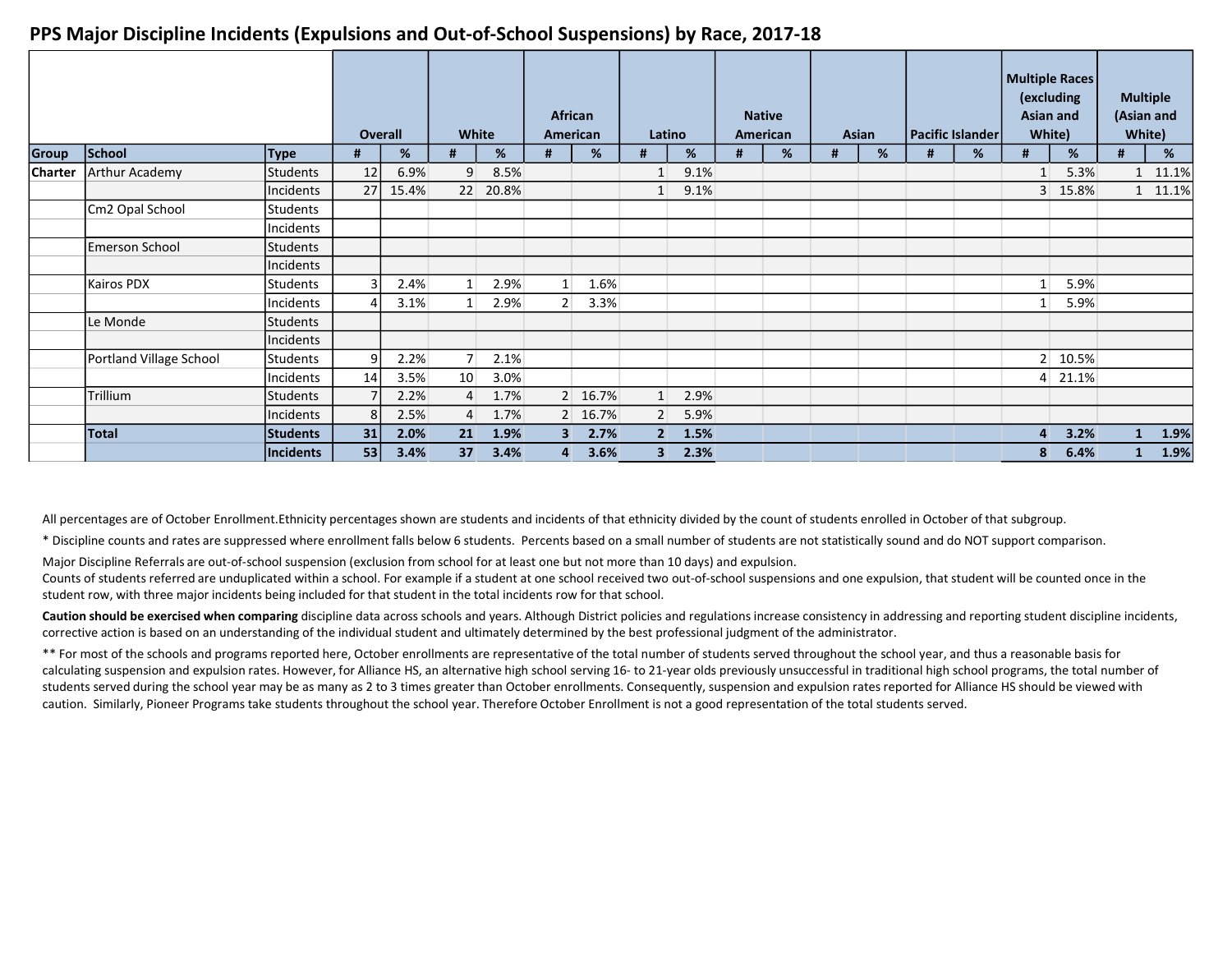## PPS Major Discipline Incidents (Expulsions and Out-of-School Suspensions) by Race, 2017-18

| | | | Overall | | White | | African American | | Latino | | Native American | | Asian | | Pacific Islander | | Multiple Races (excluding Asian and White) | | Multiple (Asian and White) | |
|---|---|---|---|---|---|---|---|---|---|---|---|---|---|---|---|---|---|---|---|---|
| **Group** | **School** | **Type** | **#** | **%** | **#** | **%** | **#** | **%** | **#** | **%** | **#** | **%** | **#** | **%** | **#** | **%** | **#** | **%** | **#** | **%** |
| **Charter** | Arthur Academy | Students | 12 | 6.9% | 9 | 8.5% | | | 1 | 9.1% | | | | | | | 1 | 5.3% | 1 | 11.1% |
| | | Incidents | 27 | 15.4% | 22 | 20.8% | | | 1 | 9.1% | | | | | | | 3 | 15.8% | 1 | 11.1% |
| | Cm2 Opal School | Students | | | | | | | | | | | | | | | | | | |
| | | Incidents | | | | | | | | | | | | | | | | | | |
| | Emerson School | Students | | | | | | | | | | | | | | | | | | |
| | | Incidents | | | | | | | | | | | | | | | | | | |
| | Kairos PDX | Students | 3 | 2.4% | 1 | 2.9% | 1 | 1.6% | | | | | | | | | 1 | 5.9% | | |
| | | Incidents | 4 | 3.1% | 1 | 2.9% | 2 | 3.3% | | | | | | | | | 1 | 5.9% | | |
| | Le Monde | Students | | | | | | | | | | | | | | | | | | |
| | | Incidents | | | | | | | | | | | | | | | | | | |
| | Portland Village School | Students | 9 | 2.2% | 7 | 2.1% | | | | | | | | | | | 2 | 10.5% | | |
| | | Incidents | 14 | 3.5% | 10 | 3.0% | | | | | | | | | | | 4 | 21.1% | | |
| | Trillium | Students | 7 | 2.2% | 4 | 1.7% | 2 | 16.7% | 1 | 2.9% | | | | | | | | | | |
| | | Incidents | 8 | 2.5% | 4 | 1.7% | 2 | 16.7% | 2 | 5.9% | | | | | | | | | | |
| | **Total** | **Students** | **31** | **2.0%** | **21** | **1.9%** | **3** | **2.7%** | **2** | **1.5%** | | | | | | | **4** | **3.2%** | **1** | **1.9%** |
| | | **Incidents** | **53** | **3.4%** | **37** | **3.4%** | **4** | **3.6%** | **3** | **2.3%** | | | | | | | **8** | **6.4%** | **1** | **1.9%** |

All percentages are of October Enrollment.Ethnicity percentages shown are students and incidents of that ethnicity divided by the count of students enrolled in October of that subgroup.

* Discipline counts and rates are suppressed where enrollment falls below 6 students. Percents based on a small number of students are not statistically sound and do NOT support comparison.

Major Discipline Referrals are out-of-school suspension (exclusion from school for at least one but not more than 10 days) and expulsion.
Counts of students referred are unduplicated within a school. For example if a student at one school received two out-of-school suspensions and one expulsion, that student will be counted once in the student row, with three major incidents being included for that student in the total incidents row for that school.

**Caution should be exercised when comparing** discipline data across schools and years. Although District policies and regulations increase consistency in addressing and reporting student discipline incidents, corrective action is based on an understanding of the individual student and ultimately determined by the best professional judgment of the administrator.

** For most of the schools and programs reported here, October enrollments are representative of the total number of students served throughout the school year, and thus a reasonable basis for calculating suspension and expulsion rates. However, for Alliance HS, an alternative high school serving 16- to 21-year olds previously unsuccessful in traditional high school programs, the total number of students served during the school year may be as many as 2 to 3 times greater than October enrollments. Consequently, suspension and expulsion rates reported for Alliance HS should be viewed with caution. Similarly, Pioneer Programs take students throughout the school year. Therefore October Enrollment is not a good representation of the total students served.